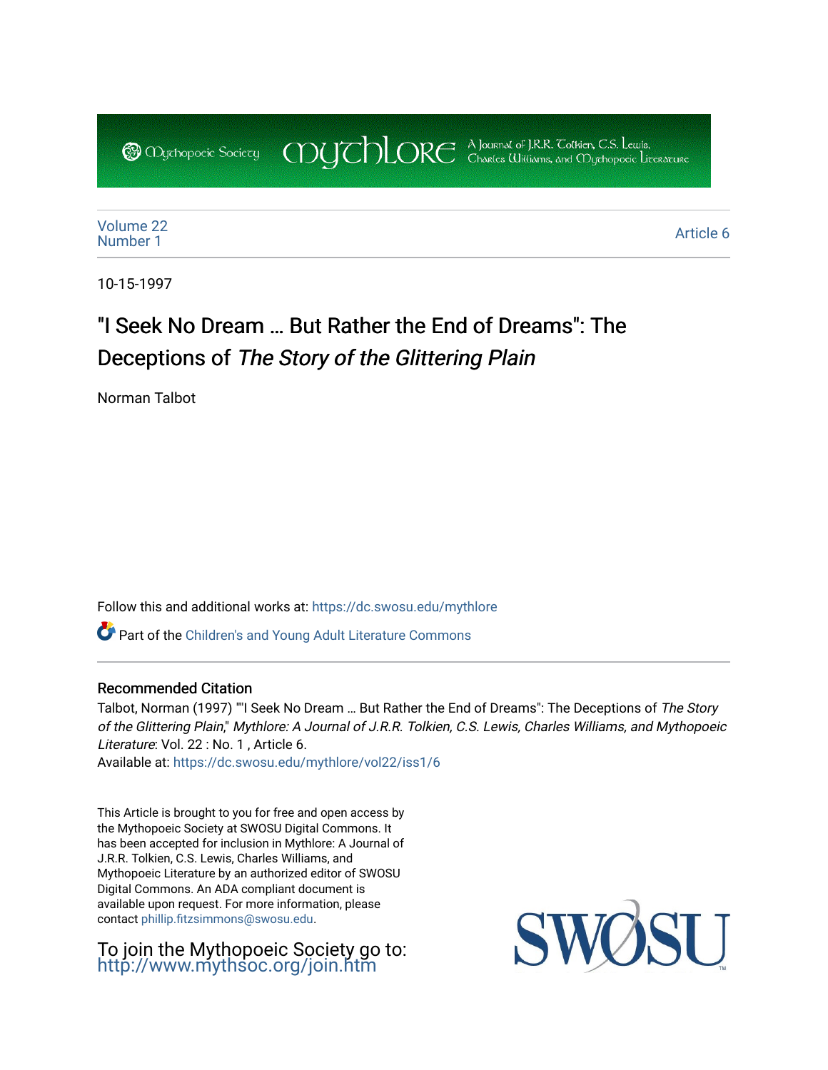Volume 22
Number 1

Article 6

10-15-1997

# "I Seek No Dream … But Rather the End of Dreams": The Deceptions of *The Story of the Glittering Plain*

Norman Talbot

Follow this and additional works at: https://dc.swosu.edu/mythlore

Part of the Children's and Young Adult Literature Commons

## Recommended Citation

Talbot, Norman (1997) ""I Seek No Dream … But Rather the End of Dreams": The Deceptions of *The Story of the Glittering Plain*," *Mythlore: A Journal of J.R.R. Tolkien, C.S. Lewis, Charles Williams, and Mythopoeic Literature*: Vol. 22 : No. 1 , Article 6.
Available at: https://dc.swosu.edu/mythlore/vol22/iss1/6

This Article is brought to you for free and open access by the Mythopoeic Society at SWOSU Digital Commons. It has been accepted for inclusion in Mythlore: A Journal of J.R.R. Tolkien, C.S. Lewis, Charles Williams, and Mythopoeic Literature by an authorized editor of SWOSU Digital Commons. An ADA compliant document is available upon request. For more information, please contact phillip.fitzsimmons@swosu.edu.

To join the Mythopoeic Society go to: http://www.mythsoc.org/join.htm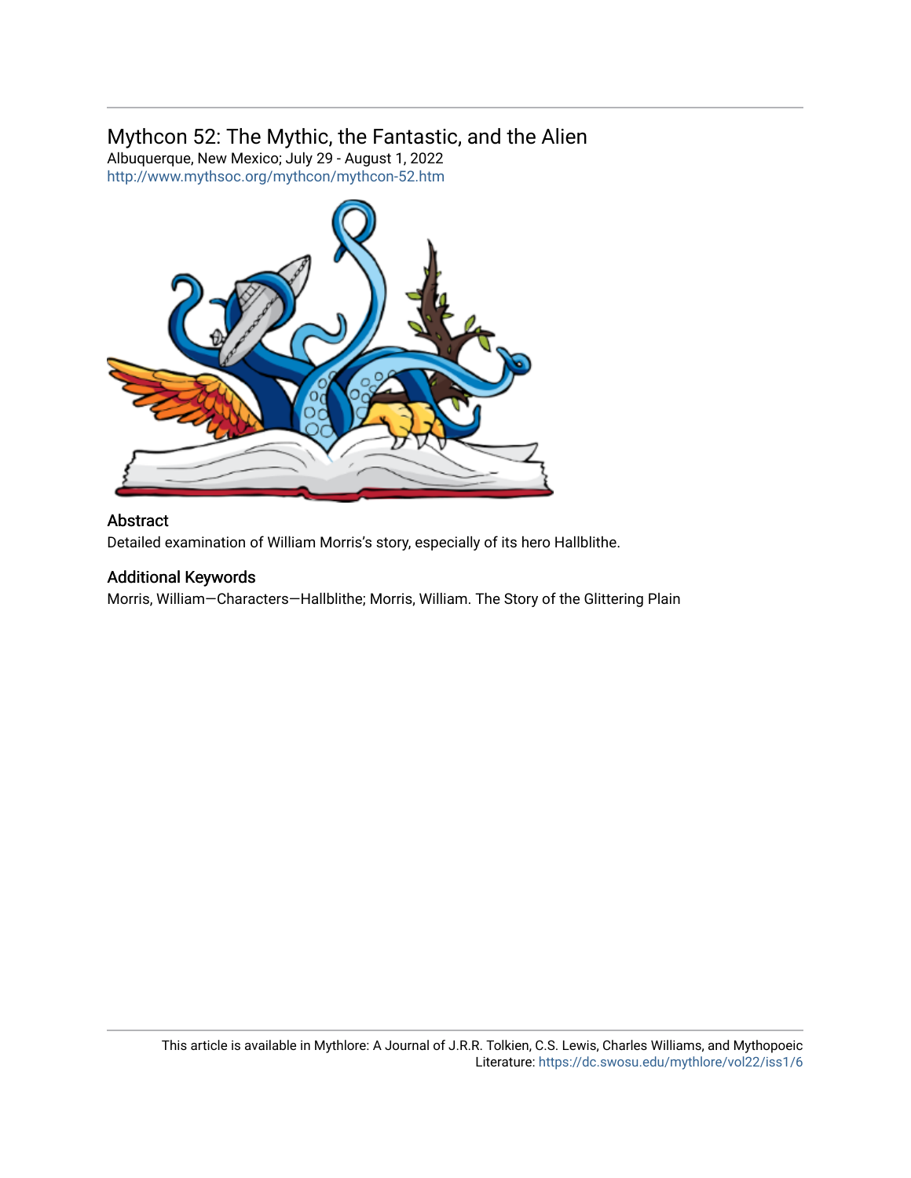# Mythcon 52: The Mythic, the Fantastic, and the Alien

Albuquerque, New Mexico; July 29 - August 1, 2022

http://www.mythsoc.org/mythcon/mythcon-52.htm

## Abstract

Detailed examination of William Morris's story, especially of its hero Hallblithe.

## Additional Keywords

Morris, William—Characters—Hallblithe; Morris, William. The Story of the Glittering Plain

This article is available in Mythlore: A Journal of J.R.R. Tolkien, C.S. Lewis, Charles Williams, and Mythopoeic Literature: https://dc.swosu.edu/mythlore/vol22/iss1/6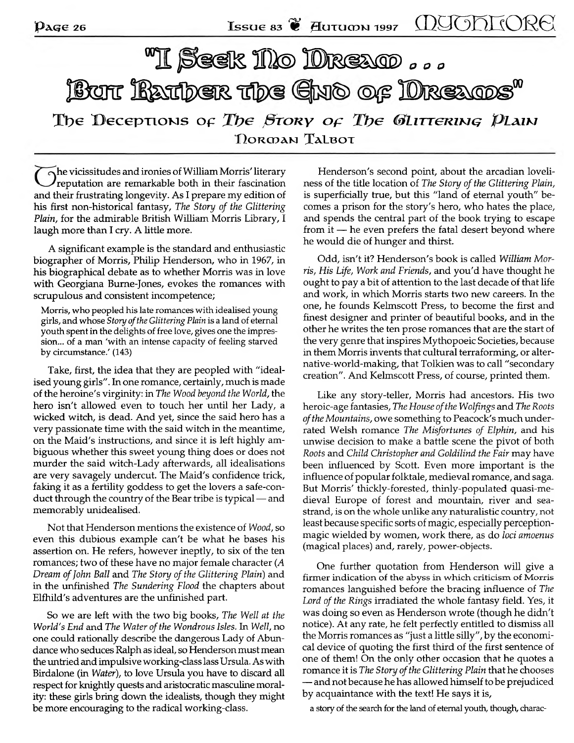# "I Seek No Dream . . . But Rather the End of Dreams"

## The Deceptions of *The Story of The Glittering Plain*

### Norman Talbot

The vicissitudes and ironies of William Morris' literary reputation are remarkable both in their fascination and their frustrating longevity. As I prepare my edition of his first non-historical fantasy, *The Story of the Glittering Plain*, for the admirable British William Morris Library, I laugh more than I cry. A little more.

A significant example is the standard and enthusiastic biographer of Morris, Philip Henderson, who in 1967, in his biographical debate as to whether Morris was in love with Georgiana Burne-Jones, evokes the romances with scrupulous and consistent incompetence;

> Morris, who peopled his late romances with idealised young girls, and whose *Story of the Glittering Plain* is a land of eternal youth spent in the delights of free love, gives one the impression... of a man 'with an intense capacity of feeling starved by circumstance.' (143)

Take, first, the idea that they are peopled with "idealised young girls". In one romance, certainly, much is made of the heroine's virginity: in *The Wood beyond the World*, the hero isn't allowed even to touch her until her Lady, a wicked witch, is dead. And yet, since the said hero has a very passionate time with the said witch in the meantime, on the Maid's instructions, and since it is left highly ambiguous whether this sweet young thing does or does not murder the said witch-Lady afterwards, all idealisations are very savagely undercut. The Maid's confidence trick, faking it as a fertility goddess to get the lovers a safe-conduct through the country of the Bear tribe is typical — and memorably unidealised.

Not that Henderson mentions the existence of *Wood*, so even this dubious example can't be what he bases his assertion on. He refers, however ineptly, to six of the ten romances; two of these have no major female character (*A Dream of John Ball* and *The Story of the Glittering Plain*) and in the unfinished *The Sundering Flood* the chapters about Elfhild's adventures are the unfinished part.

So we are left with the two big books, *The Well at the World's End* and *The Water of the Wondrous Isles*. In *Well*, no one could rationally describe the dangerous Lady of Abundance who seduces Ralph as ideal, so Henderson must mean the untried and impulsive working-class lass Ursula. As with Birdalone (in *Water*), to love Ursula you have to discard all respect for knightly quests and aristocratic masculine morality: these girls bring down the idealists, though they might be more encouraging to the radical working-class.

Henderson's second point, about the arcadian loveliness of the title location of *The Story of the Glittering Plain*, is superficially true, but this "land of eternal youth" becomes a prison for the story's hero, who hates the place, and spends the central part of the book trying to escape from it — he even prefers the fatal desert beyond where he would die of hunger and thirst.

Odd, isn't it? Henderson's book is called *William Morris, His Life, Work and Friends*, and you'd have thought he ought to pay a bit of attention to the last decade of that life and work, in which Morris starts two new careers. In the one, he founds Kelmscott Press, to become the first and finest designer and printer of beautiful books, and in the other he writes the ten prose romances that are the start of the very genre that inspires Mythopoeic Societies, because in them Morris invents that cultural terraforming, or alternative-world-making, that Tolkien was to call "secondary creation". And Kelmscott Press, of course, printed them.

Like any story-teller, Morris had ancestors. His two heroic-age fantasies, *The House of the Wolfings* and *The Roots of the Mountains*, owe something to Peacock's much underrated Welsh romance *The Misfortunes of Elphin*, and his unwise decision to make a battle scene the pivot of both *Roots* and *Child Christopher and Goldilind the Fair* may have been influenced by Scott. Even more important is the influence of popular folktale, medieval romance, and saga. But Morris' thickly-forested, thinly-populated quasi-medieval Europe of forest and mountain, river and sea-strand, is on the whole unlike any naturalistic country, not least because specific sorts of magic, especially perception-magic wielded by women, work there, as do *loci amoenus* (magical places) and, rarely, power-objects.

One further quotation from Henderson will give a firmer indication of the abyss in which criticism of Morris romances languished before the bracing influence of *The Lord of the Rings* irradiated the whole fantasy field. Yes, it was doing so even as Henderson wrote (though he didn't notice). At any rate, he felt perfectly entitled to dismiss all the Morris romances as "just a little silly", by the economical device of quoting the first third of the first sentence of one of them! On the only other occasion that he quotes a romance it is *The Story of the Glittering Plain* that he chooses — and not because he has allowed himself to be prejudiced by acquaintance with the text! He says it is,

> a story of the search for the land of eternal youth, though, charac-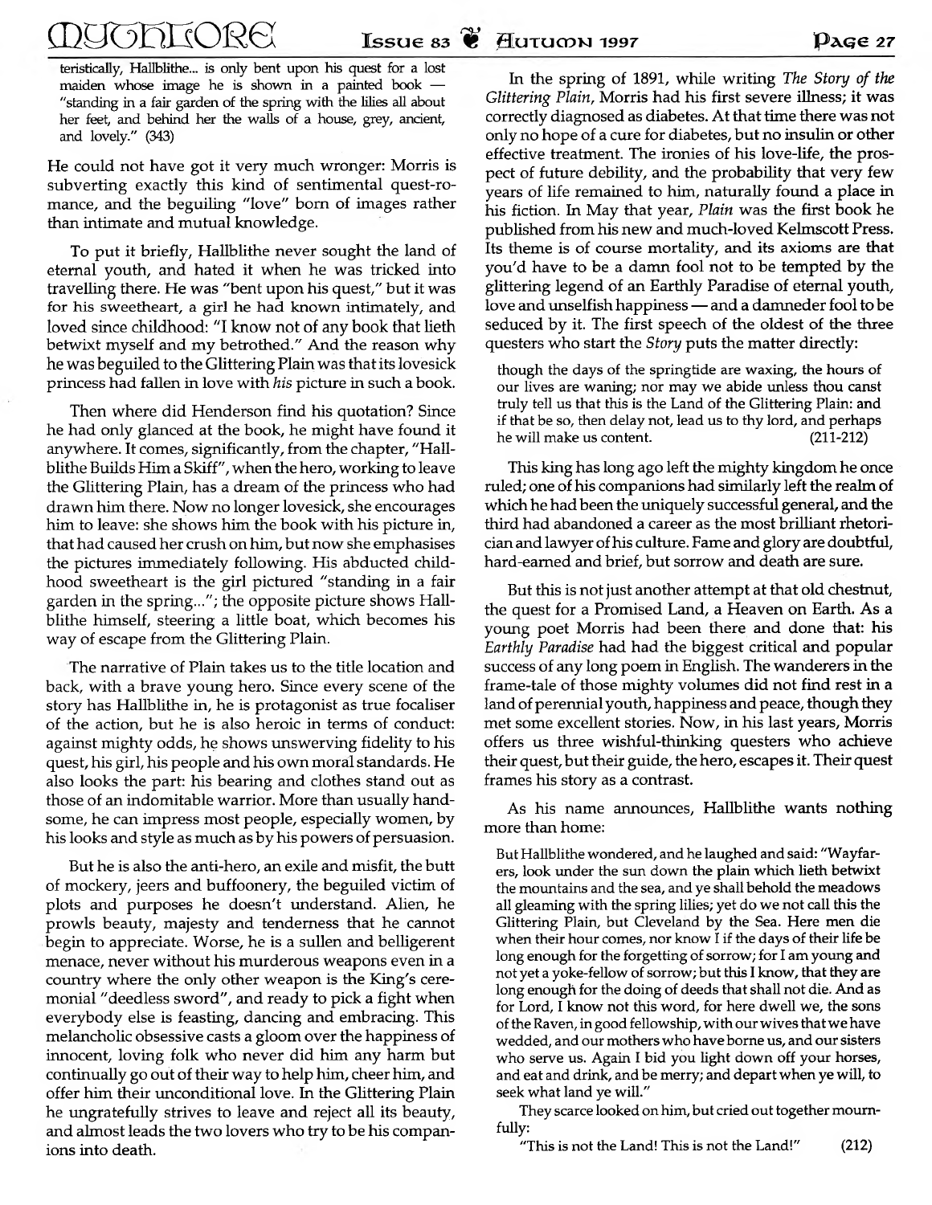teristically, Hallblithe... is only bent upon his quest for a lost maiden whose image he is shown in a painted book — "standing in a fair garden of the spring with the lilies all about her feet, and behind her the walls of a house, grey, ancient, and lovely." (343)

He could not have got it very much wronger: Morris is subverting exactly this kind of sentimental quest-romance, and the beguiling "love" born of images rather than intimate and mutual knowledge.

To put it briefly, Hallblithe never sought the land of eternal youth, and hated it when he was tricked into travelling there. He was "bent upon his quest," but it was for his sweetheart, a girl he had known intimately, and loved since childhood: "I know not of any book that lieth betwixt myself and my betrothed." And the reason why he was beguiled to the Glittering Plain was that its lovesick princess had fallen in love with *his* picture in such a book.

Then where did Henderson find his quotation? Since he had only glanced at the book, he might have found it anywhere. It comes, significantly, from the chapter, "Hallblithe Builds Him a Skiff", when the hero, working to leave the Glittering Plain, has a dream of the princess who had drawn him there. Now no longer lovesick, she encourages him to leave: she shows him the book with his picture in, that had caused her crush on him, but now she emphasises the pictures immediately following. His abducted childhood sweetheart is the girl pictured "standing in a fair garden in the spring..."; the opposite picture shows Hallblithe himself, steering a little boat, which becomes his way of escape from the Glittering Plain.

The narrative of Plain takes us to the title location and back, with a brave young hero. Since every scene of the story has Hallblithe in, he is protagonist as true focaliser of the action, but he is also heroic in terms of conduct: against mighty odds, he shows unswerving fidelity to his quest, his girl, his people and his own moral standards. He also looks the part: his bearing and clothes stand out as those of an indomitable warrior. More than usually handsome, he can impress most people, especially women, by his looks and style as much as by his powers of persuasion.

But he is also the anti-hero, an exile and misfit, the butt of mockery, jeers and buffoonery, the beguiled victim of plots and purposes he doesn't understand. Alien, he prowls beauty, majesty and tenderness that he cannot begin to appreciate. Worse, he is a sullen and belligerent menace, never without his murderous weapons even in a country where the only other weapon is the King's ceremonial "deedless sword", and ready to pick a fight when everybody else is feasting, dancing and embracing. This melancholic obsessive casts a gloom over the happiness of innocent, loving folk who never did him any harm but continually go out of their way to help him, cheer him, and offer him their unconditional love. In the Glittering Plain he ungratefully strives to leave and reject all its beauty, and almost leads the two lovers who try to be his companions into death.

In the spring of 1891, while writing *The Story of the Glittering Plain*, Morris had his first severe illness; it was correctly diagnosed as diabetes. At that time there was not only no hope of a cure for diabetes, but no insulin or other effective treatment. The ironies of his love-life, the prospect of future debility, and the probability that very few years of life remained to him, naturally found a place in his fiction. In May that year, *Plain* was the first book he published from his new and much-loved Kelmscott Press. Its theme is of course mortality, and its axioms are that you'd have to be a damn fool not to be tempted by the glittering legend of an Earthly Paradise of eternal youth, love and unselfish happiness — and a damneder fool to be seduced by it. The first speech of the oldest of the three questers who start the *Story* puts the matter directly:

> though the days of the springtide are waxing, the hours of our lives are waning; nor may we abide unless thou canst truly tell us that this is the Land of the Glittering Plain: and if that be so, then delay not, lead us to thy lord, and perhaps he will make us content. (211-212)

This king has long ago left the mighty kingdom he once ruled; one of his companions had similarly left the realm of which he had been the uniquely successful general, and the third had abandoned a career as the most brilliant rhetorician and lawyer of his culture. Fame and glory are doubtful, hard-earned and brief, but sorrow and death are sure.

But this is not just another attempt at that old chestnut, the quest for a Promised Land, a Heaven on Earth. As a young poet Morris had been there and done that: his *Earthly Paradise* had had the biggest critical and popular success of any long poem in English. The wanderers in the frame-tale of those mighty volumes did not find rest in a land of perennial youth, happiness and peace, though they met some excellent stories. Now, in his last years, Morris offers us three wishful-thinking questers who achieve their quest, but their guide, the hero, escapes it. Their quest frames his story as a contrast.

As his name announces, Hallblithe wants nothing more than home:

> But Hallblithe wondered, and he laughed and said: "Wayfarers, look under the sun down the plain which lieth betwixt the mountains and the sea, and ye shall behold the meadows all gleaming with the spring lilies; yet do we not call this the Glittering Plain, but Cleveland by the Sea. Here men die when their hour comes, nor know I if the days of their life be long enough for the forgetting of sorrow; for I am young and not yet a yoke-fellow of sorrow; but this I know, that they are long enough for the doing of deeds that shall not die. And as for Lord, I know not this word, for here dwell we, the sons of the Raven, in good fellowship, with our wives that we have wedded, and our mothers who have borne us, and our sisters who serve us. Again I bid you light down off your horses, and eat and drink, and be merry; and depart when ye will, to seek what land ye will."
>
> They scarce looked on him, but cried out together mournfully:
>
> "This is not the Land! This is not the Land!" (212)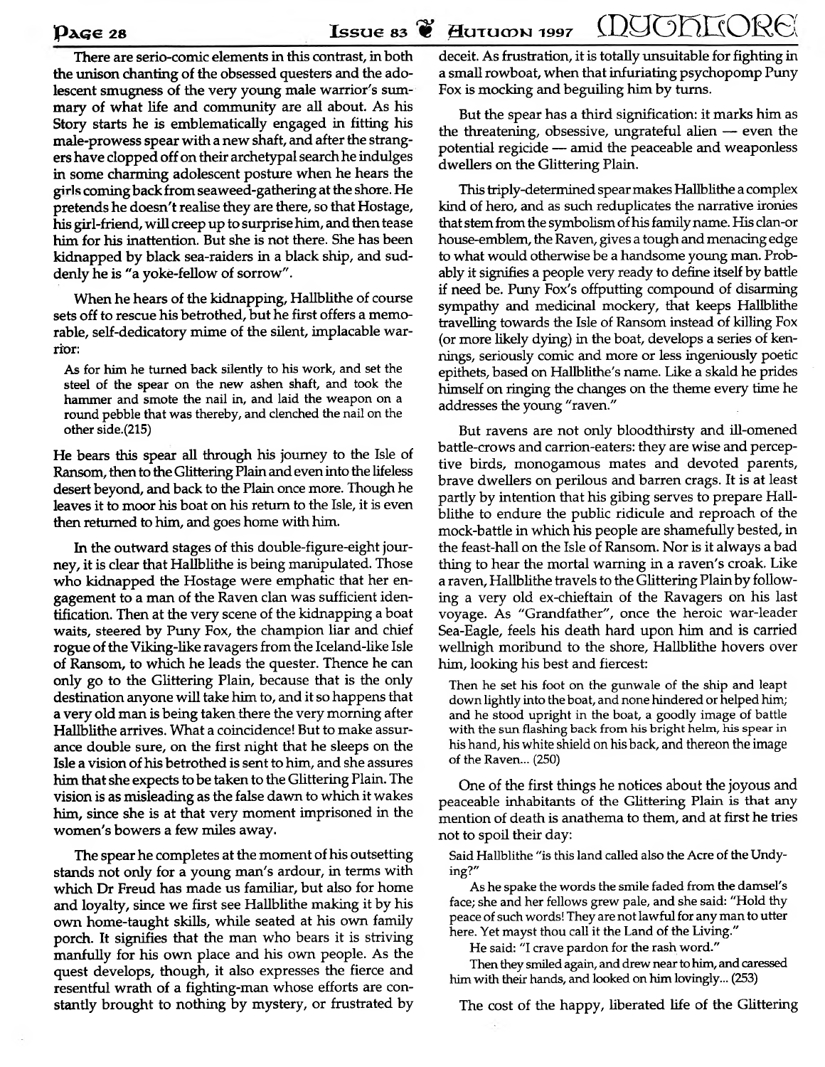There are serio-comic elements in this contrast, in both the unison chanting of the obsessed questers and the adolescent smugness of the very young male warrior's summary of what life and community are all about. As his Story starts he is emblematically engaged in fitting his male-prowess spear with a new shaft, and after the strangers have clopped off on their archetypal search he indulges in some charming adolescent posture when he hears the girls coming back from seaweed-gathering at the shore. He pretends he doesn't realise they are there, so that Hostage, his girl-friend, will creep up to surprise him, and then tease him for his inattention. But she is not there. She has been kidnapped by black sea-raiders in a black ship, and suddenly he is "a yoke-fellow of sorrow".

When he hears of the kidnapping, Hallblithe of course sets off to rescue his betrothed, but he first offers a memorable, self-dedicatory mime of the silent, implacable warrior:

> As for him he turned back silently to his work, and set the steel of the spear on the new ashen shaft, and took the hammer and smote the nail in, and laid the weapon on a round pebble that was thereby, and clenched the nail on the other side.(215)

He bears this spear all through his journey to the Isle of Ransom, then to the Glittering Plain and even into the lifeless desert beyond, and back to the Plain once more. Though he leaves it to moor his boat on his return to the Isle, it is even then returned to him, and goes home with him.

In the outward stages of this double-figure-eight journey, it is clear that Hallblithe is being manipulated. Those who kidnapped the Hostage were emphatic that her engagement to a man of the Raven clan was sufficient identification. Then at the very scene of the kidnapping a boat waits, steered by Puny Fox, the champion liar and chief rogue of the Viking-like ravagers from the Iceland-like Isle of Ransom, to which he leads the quester. Thence he can only go to the Glittering Plain, because that is the only destination anyone will take him to, and it so happens that a very old man is being taken there the very morning after Hallblithe arrives. What a coincidence! But to make assurance double sure, on the first night that he sleeps on the Isle a vision of his betrothed is sent to him, and she assures him that she expects to be taken to the Glittering Plain. The vision is as misleading as the false dawn to which it wakes him, since she is at that very moment imprisoned in the women's bowers a few miles away.

The spear he completes at the moment of his outsetting stands not only for a young man's ardour, in terms with which Dr Freud has made us familiar, but also for home and loyalty, since we first see Hallblithe making it by his own home-taught skills, while seated at his own family porch. It signifies that the man who bears it is striving manfully for his own place and his own people. As the quest develops, though, it also expresses the fierce and resentful wrath of a fighting-man whose efforts are constantly brought to nothing by mystery, or frustrated by deceit. As frustration, it is totally unsuitable for fighting in a small rowboat, when that infuriating psychopomp Puny Fox is mocking and beguiling him by turns.

But the spear has a third signification: it marks him as the threatening, obsessive, ungrateful alien — even the potential regicide — amid the peaceable and weaponless dwellers on the Glittering Plain.

This triply-determined spear makes Hallblithe a complex kind of hero, and as such reduplicates the narrative ironies that stem from the symbolism of his family name. His clan-or house-emblem, the Raven, gives a tough and menacing edge to what would otherwise be a handsome young man. Probably it signifies a people very ready to define itself by battle if need be. Puny Fox's offputting compound of disarming sympathy and medicinal mockery, that keeps Hallblithe travelling towards the Isle of Ransom instead of killing Fox (or more likely dying) in the boat, develops a series of kennings, seriously comic and more or less ingeniously poetic epithets, based on Hallblithe's name. Like a skald he prides himself on ringing the changes on the theme every time he addresses the young "raven."

But ravens are not only bloodthirsty and ill-omened battle-crows and carrion-eaters: they are wise and perceptive birds, monogamous mates and devoted parents, brave dwellers on perilous and barren crags. It is at least partly by intention that his gibing serves to prepare Hallblithe to endure the public ridicule and reproach of the mock-battle in which his people are shamefully bested, in the feast-hall on the Isle of Ransom. Nor is it always a bad thing to hear the mortal warning in a raven's croak. Like a raven, Hallblithe travels to the Glittering Plain by following a very old ex-chieftain of the Ravagers on his last voyage. As "Grandfather", once the heroic war-leader Sea-Eagle, feels his death hard upon him and is carried wellnigh moribund to the shore, Hallblithe hovers over him, looking his best and fiercest:

> Then he set his foot on the gunwale of the ship and leapt down lightly into the boat, and none hindered or helped him; and he stood upright in the boat, a goodly image of battle with the sun flashing back from his bright helm, his spear in his hand, his white shield on his back, and thereon the image of the Raven... (250)

One of the first things he notices about the joyous and peaceable inhabitants of the Glittering Plain is that any mention of death is anathema to them, and at first he tries not to spoil their day:

> Said Hallblithe "is this land called also the Acre of the Undying?"
>
> As he spake the words the smile faded from the damsel's face; she and her fellows grew pale, and she said: "Hold thy peace of such words! They are not lawful for any man to utter here. Yet mayst thou call it the Land of the Living."
>
> He said: "I crave pardon for the rash word."
>
> Then they smiled again, and drew near to him, and caressed him with their hands, and looked on him lovingly... (253)

The cost of the happy, liberated life of the Glittering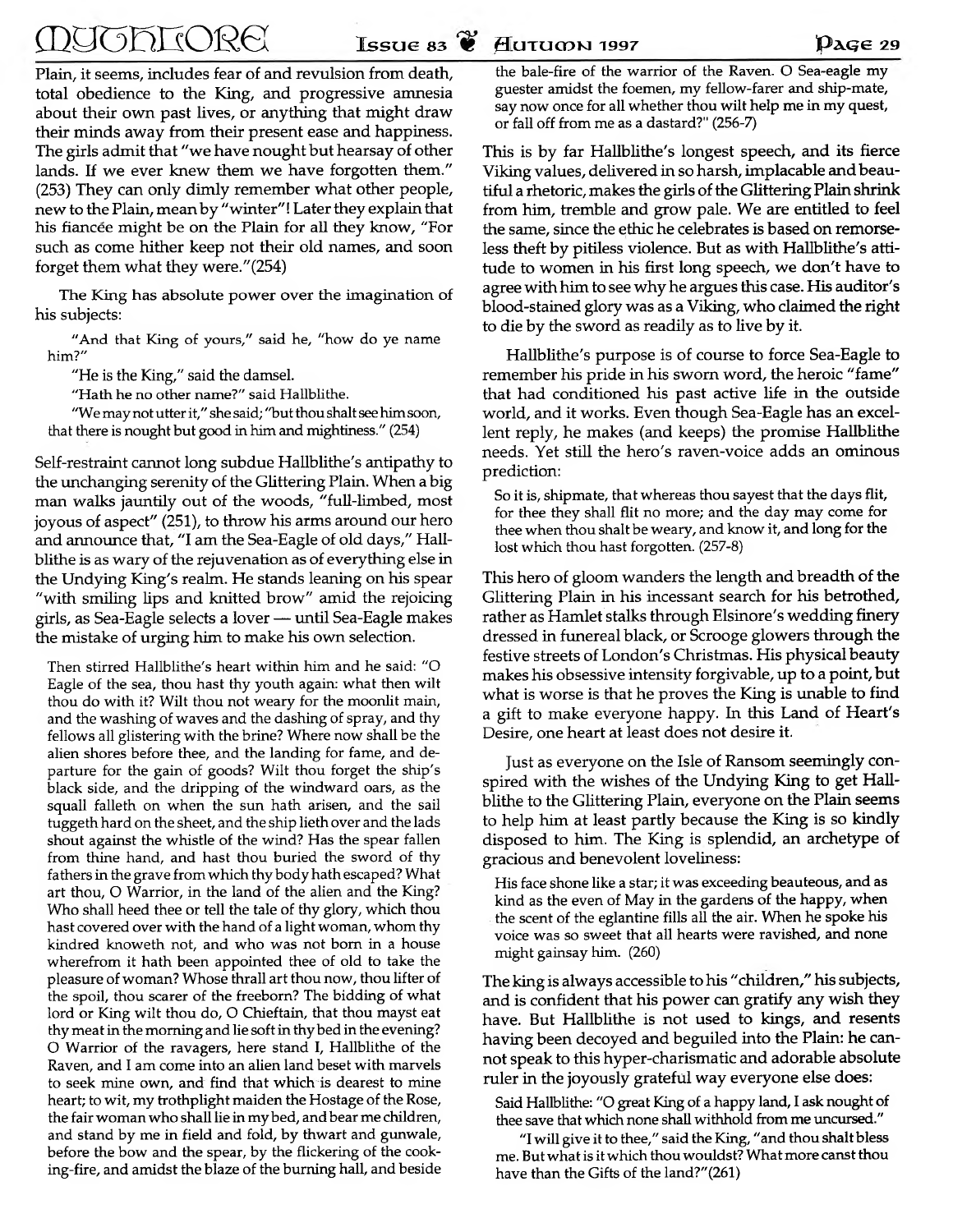Plain, it seems, includes fear of and revulsion from death, total obedience to the King, and progressive amnesia about their own past lives, or anything that might draw their minds away from their present ease and happiness. The girls admit that "we have nought but hearsay of other lands. If we ever knew them we have forgotten them." (253) They can only dimly remember what other people, new to the Plain, mean by "winter"! Later they explain that his fiancée might be on the Plain for all they know, "For such as come hither keep not their old names, and soon forget them what they were."(254)

The King has absolute power over the imagination of his subjects:

> "And that King of yours," said he, "how do ye name him?"
>
> "He is the King," said the damsel.
>
> "Hath he no other name?" said Hallblithe.
>
> "We may not utter it," she said; "but thou shalt see him soon, that there is nought but good in him and mightiness." (254)

Self-restraint cannot long subdue Hallblithe's antipathy to the unchanging serenity of the Glittering Plain. When a big man walks jauntily out of the woods, "full-limbed, most joyous of aspect" (251), to throw his arms around our hero and announce that, "I am the Sea-Eagle of old days," Hallblithe is as wary of the rejuvenation as of everything else in the Undying King's realm. He stands leaning on his spear "with smiling lips and knitted brow" amid the rejoicing girls, as Sea-Eagle selects a lover — until Sea-Eagle makes the mistake of urging him to make his own selection.

> Then stirred Hallblithe's heart within him and he said: "O Eagle of the sea, thou hast thy youth again: what then wilt thou do with it? Wilt thou not weary for the moonlit main, and the washing of waves and the dashing of spray, and thy fellows all glistering with the brine? Where now shall be the alien shores before thee, and the landing for fame, and departure for the gain of goods? Wilt thou forget the ship's black side, and the dripping of the windward oars, as the squall falleth on when the sun hath arisen, and the sail tuggeth hard on the sheet, and the ship lieth over and the lads shout against the whistle of the wind? Has the spear fallen from thine hand, and hast thou buried the sword of thy fathers in the grave from which thy body hath escaped? What art thou, O Warrior, in the land of the alien and the King? Who shall heed thee or tell the tale of thy glory, which thou hast covered over with the hand of a light woman, whom thy kindred knoweth not, and who was not born in a house wherefrom it hath been appointed thee of old to take the pleasure of woman? Whose thrall art thou now, thou lifter of the spoil, thou scarer of the freeborn? The bidding of what lord or King wilt thou do, O Chieftain, that thou mayst eat thy meat in the morning and lie soft in thy bed in the evening? O Warrior of the ravagers, here stand I, Hallblithe of the Raven, and I am come into an alien land beset with marvels to seek mine own, and find that which is dearest to mine heart; to wit, my trothplight maiden the Hostage of the Rose, the fair woman who shall lie in my bed, and bear me children, and stand by me in field and fold, by thwart and gunwale, before the bow and the spear, by the flickering of the cooking-fire, and amidst the blaze of the burning hall, and beside the bale-fire of the warrior of the Raven. O Sea-eagle my guester amidst the foemen, my fellow-farer and ship-mate, say now once for all whether thou wilt help me in my quest, or fall off from me as a dastard?" (256-7)

This is by far Hallblithe's longest speech, and its fierce Viking values, delivered in so harsh, implacable and beautiful a rhetoric, makes the girls of the Glittering Plain shrink from him, tremble and grow pale. We are entitled to feel the same, since the ethic he celebrates is based on remorseless theft by pitiless violence. But as with Hallblithe's attitude to women in his first long speech, we don't have to agree with him to see why he argues this case. His auditor's blood-stained glory was as a Viking, who claimed the right to die by the sword as readily as to live by it.

Hallblithe's purpose is of course to force Sea-Eagle to remember his pride in his sworn word, the heroic "fame" that had conditioned his past active life in the outside world, and it works. Even though Sea-Eagle has an excellent reply, he makes (and keeps) the promise Hallblithe needs. Yet still the hero's raven-voice adds an ominous prediction:

> So it is, shipmate, that whereas thou sayest that the days flit, for thee they shall flit no more; and the day may come for thee when thou shalt be weary, and know it, and long for the lost which thou hast forgotten. (257-8)

This hero of gloom wanders the length and breadth of the Glittering Plain in his incessant search for his betrothed, rather as Hamlet stalks through Elsinore's wedding finery dressed in funereal black, or Scrooge glowers through the festive streets of London's Christmas. His physical beauty makes his obsessive intensity forgivable, up to a point, but what is worse is that he proves the King is unable to find a gift to make everyone happy. In this Land of Heart's Desire, one heart at least does not desire it.

Just as everyone on the Isle of Ransom seemingly conspired with the wishes of the Undying King to get Hallblithe to the Glittering Plain, everyone on the Plain seems to help him at least partly because the King is so kindly disposed to him. The King is splendid, an archetype of gracious and benevolent loveliness:

> His face shone like a star; it was exceeding beauteous, and as kind as the even of May in the gardens of the happy, when the scent of the eglantine fills all the air. When he spoke his voice was so sweet that all hearts were ravished, and none might gainsay him. (260)

The king is always accessible to his "children," his subjects, and is confident that his power can gratify any wish they have. But Hallblithe is not used to kings, and resents having been decoyed and beguiled into the Plain: he cannot speak to this hyper-charismatic and adorable absolute ruler in the joyously grateful way everyone else does:

> Said Hallblithe: "O great King of a happy land, I ask nought of thee save that which none shall withhold from me uncursed."
>
> "I will give it to thee," said the King, "and thou shalt bless me. But what is it which thou wouldst? What more canst thou have than the Gifts of the land?"(261)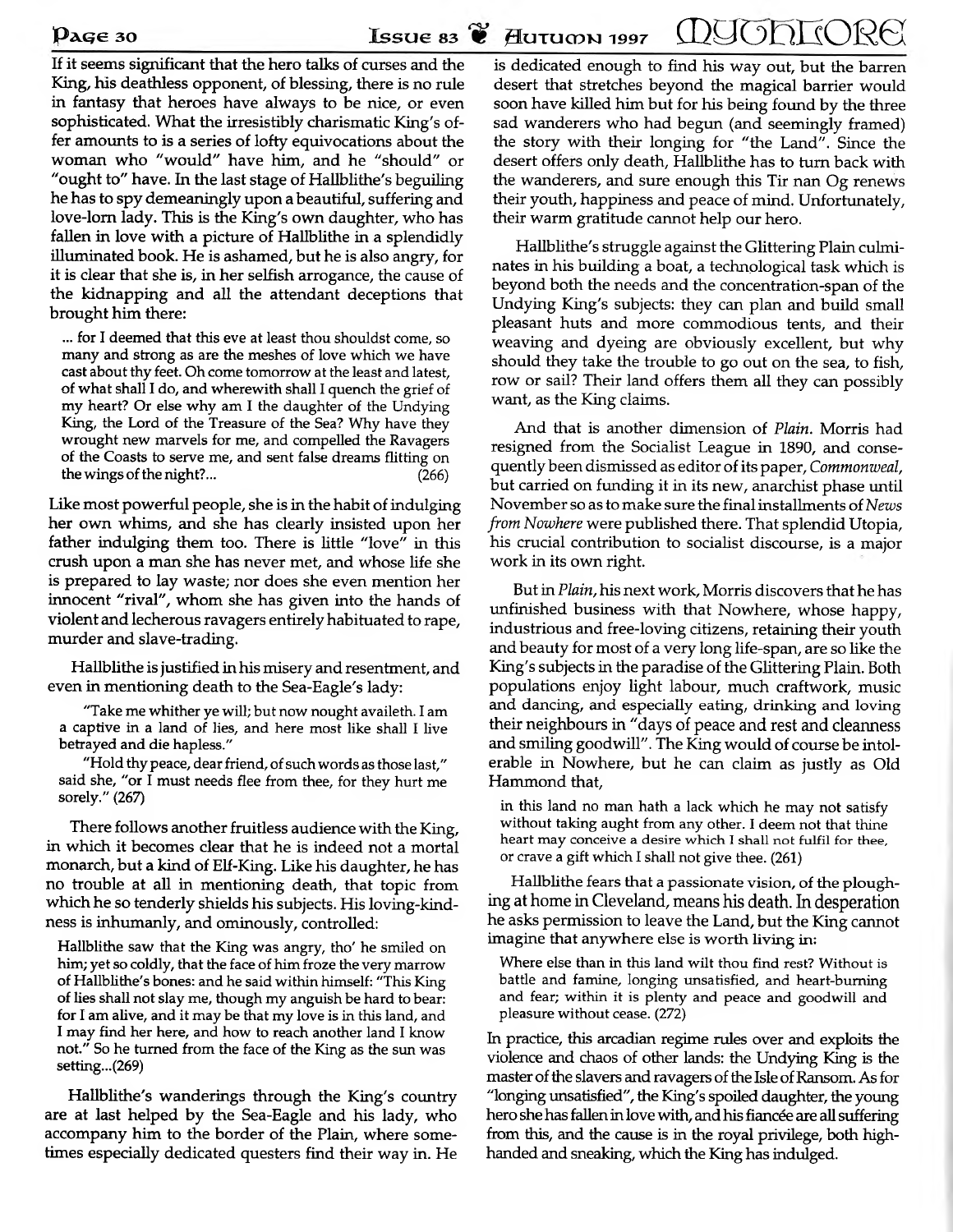If it seems significant that the hero talks of curses and the King, his deathless opponent, of blessing, there is no rule in fantasy that heroes have always to be nice, or even sophisticated. What the irresistibly charismatic King's offer amounts to is a series of lofty equivocations about the woman who "would" have him, and he "should" or "ought to" have. In the last stage of Hallblithe's beguiling he has to spy demeaningly upon a beautiful, suffering and love-lorn lady. This is the King's own daughter, who has fallen in love with a picture of Hallblithe in a splendidly illuminated book. He is ashamed, but he is also angry, for it is clear that she is, in her selfish arrogance, the cause of the kidnapping and all the attendant deceptions that brought him there:

> ... for I deemed that this eve at least thou shouldst come, so many and strong as are the meshes of love which we have cast about thy feet. Oh come tomorrow at the least and latest, of what shall I do, and wherewith shall I quench the grief of my heart? Or else why am I the daughter of the Undying King, the Lord of the Treasure of the Sea? Why have they wrought new marvels for me, and compelled the Ravagers of the Coasts to serve me, and sent false dreams flitting on the wings of the night?... (266)

Like most powerful people, she is in the habit of indulging her own whims, and she has clearly insisted upon her father indulging them too. There is little "love" in this crush upon a man she has never met, and whose life she is prepared to lay waste; nor does she even mention her innocent "rival", whom she has given into the hands of violent and lecherous ravagers entirely habituated to rape, murder and slave-trading.

Hallblithe is justified in his misery and resentment, and even in mentioning death to the Sea-Eagle's lady:

> "Take me whither ye will; but now nought availeth. I am a captive in a land of lies, and here most like shall I live betrayed and die hapless."
>
> "Hold thy peace, dear friend, of such words as those last," said she, "or I must needs flee from thee, for they hurt me sorely." (267)

There follows another fruitless audience with the King, in which it becomes clear that he is indeed not a mortal monarch, but a kind of Elf-King. Like his daughter, he has no trouble at all in mentioning death, that topic from which he so tenderly shields his subjects. His loving-kindness is inhumanly, and ominously, controlled:

> Hallblithe saw that the King was angry, tho' he smiled on him; yet so coldly, that the face of him froze the very marrow of Hallblithe's bones: and he said within himself: "This King of lies shall not slay me, though my anguish be hard to bear: for I am alive, and it may be that my love is in this land, and I may find her here, and how to reach another land I know not." So he turned from the face of the King as the sun was setting...(269)

Hallblithe's wanderings through the King's country are at last helped by the Sea-Eagle and his lady, who accompany him to the border of the Plain, where sometimes especially dedicated questers find their way in. He is dedicated enough to find his way out, but the barren desert that stretches beyond the magical barrier would soon have killed him but for his being found by the three sad wanderers who had begun (and seemingly framed) the story with their longing for "the Land". Since the desert offers only death, Hallblithe has to turn back with the wanderers, and sure enough this Tir nan Og renews their youth, happiness and peace of mind. Unfortunately, their warm gratitude cannot help our hero.

Hallblithe's struggle against the Glittering Plain culminates in his building a boat, a technological task which is beyond both the needs and the concentration-span of the Undying King's subjects: they can plan and build small pleasant huts and more commodious tents, and their weaving and dyeing are obviously excellent, but why should they take the trouble to go out on the sea, to fish, row or sail? Their land offers them all they can possibly want, as the King claims.

And that is another dimension of *Plain*. Morris had resigned from the Socialist League in 1890, and consequently been dismissed as editor of its paper, *Commonweal*, but carried on funding it in its new, anarchist phase until November so as to make sure the final installments of *News from Nowhere* were published there. That splendid Utopia, his crucial contribution to socialist discourse, is a major work in its own right.

But in *Plain*, his next work, Morris discovers that he has unfinished business with that Nowhere, whose happy, industrious and free-loving citizens, retaining their youth and beauty for most of a very long life-span, are so like the King's subjects in the paradise of the Glittering Plain. Both populations enjoy light labour, much craftwork, music and dancing, and especially eating, drinking and loving their neighbours in "days of peace and rest and cleanness and smiling goodwill". The King would of course be intolerable in Nowhere, but he can claim as justly as Old Hammond that,

> in this land no man hath a lack which he may not satisfy without taking aught from any other. I deem not that thine heart may conceive a desire which I shall not fulfil for thee, or crave a gift which I shall not give thee. (261)

Hallblithe fears that a passionate vision, of the ploughing at home in Cleveland, means his death. In desperation he asks permission to leave the Land, but the King cannot imagine that anywhere else is worth living in:

> Where else than in this land wilt thou find rest? Without is battle and famine, longing unsatisfied, and heart-burning and fear; within it is plenty and peace and goodwill and pleasure without cease. (272)

In practice, this arcadian regime rules over and exploits the violence and chaos of other lands: the Undying King is the master of the slavers and ravagers of the Isle of Ransom. As for "longing unsatisfied", the King's spoiled daughter, the young hero she has fallen in love with, and his fiancée are all suffering from this, and the cause is in the royal privilege, both high-handed and sneaking, which the King has indulged.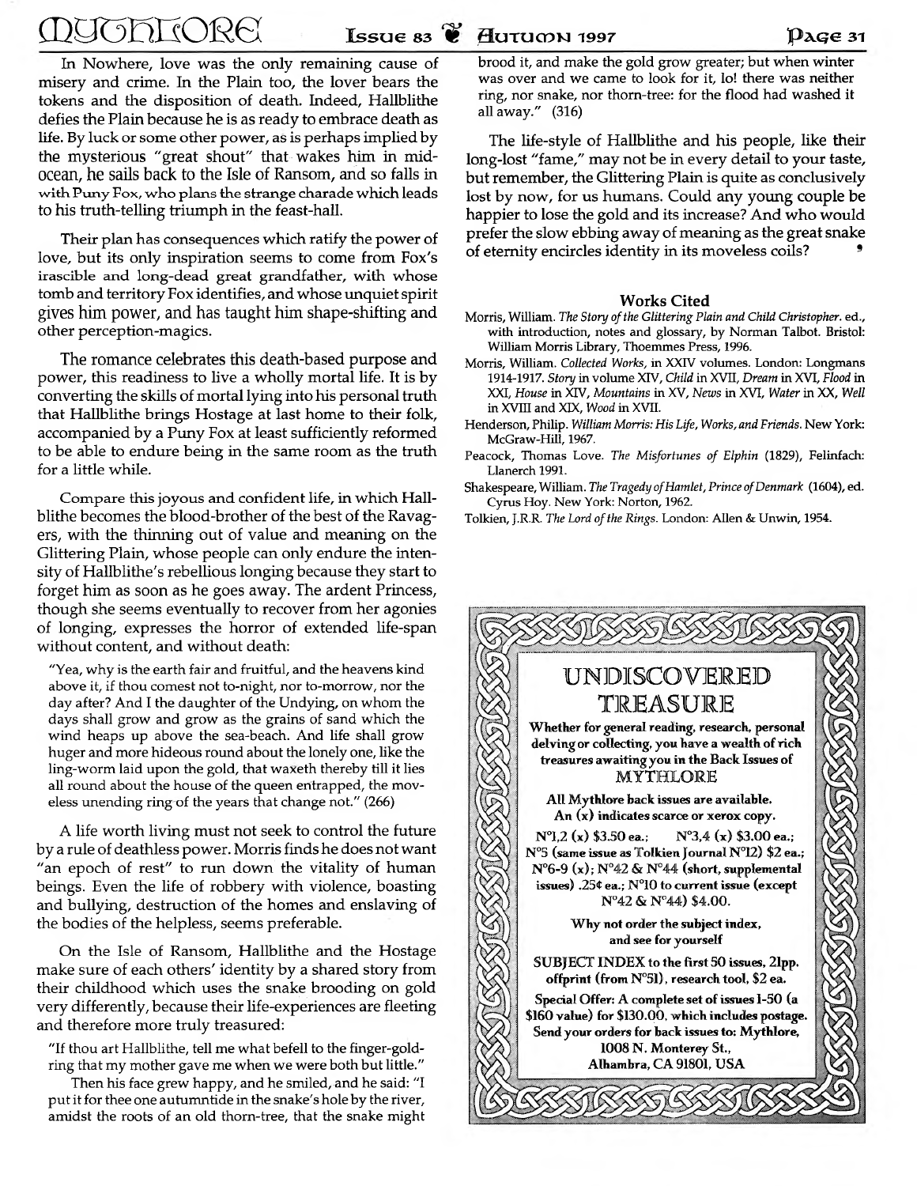In Nowhere, love was the only remaining cause of misery and crime. In the Plain too, the lover bears the tokens and the disposition of death. Indeed, Hallblithe defies the Plain because he is as ready to embrace death as life. By luck or some other power, as is perhaps implied by the mysterious "great shout" that wakes him in mid-ocean, he sails back to the Isle of Ransom, and so falls in with Puny Fox, who plans the strange charade which leads to his truth-telling triumph in the feast-hall.

Their plan has consequences which ratify the power of love, but its only inspiration seems to come from Fox's irascible and long-dead great grandfather, with whose tomb and territory Fox identifies, and whose unquiet spirit gives him power, and has taught him shape-shifting and other perception-magics.

The romance celebrates this death-based purpose and power, this readiness to live a wholly mortal life. It is by converting the skills of mortal lying into his personal truth that Hallblithe brings Hostage at last home to their folk, accompanied by a Puny Fox at least sufficiently reformed to be able to endure being in the same room as the truth for a little while.

Compare this joyous and confident life, in which Hallblithe becomes the blood-brother of the best of the Ravagers, with the thinning out of value and meaning on the Glittering Plain, whose people can only endure the intensity of Hallblithe's rebellious longing because they start to forget him as soon as he goes away. The ardent Princess, though she seems eventually to recover from her agonies of longing, expresses the horror of extended life-span without content, and without death:

> "Yea, why is the earth fair and fruitful, and the heavens kind above it, if thou comest not to-night, nor to-morrow, nor the day after? And I the daughter of the Undying, on whom the days shall grow and grow as the grains of sand which the wind heaps up above the sea-beach. And life shall grow huger and more hideous round about the lonely one, like the ling-worm laid upon the gold, that waxeth thereby till it lies all round about the house of the queen entrapped, the moveless unending ring of the years that change not." (266)

A life worth living must not seek to control the future by a rule of deathless power. Morris finds he does not want "an epoch of rest" to run down the vitality of human beings. Even the life of robbery with violence, boasting and bullying, destruction of the homes and enslaving of the bodies of the helpless, seems preferable.

On the Isle of Ransom, Hallblithe and the Hostage make sure of each others' identity by a shared story from their childhood which uses the snake brooding on gold very differently, because their life-experiences are fleeting and therefore more truly treasured:

> "If thou art Hallblithe, tell me what befell to the finger-gold-ring that my mother gave me when we were both but little."
>
> Then his face grew happy, and he smiled, and he said: "I put it for thee one autumntide in the snake's hole by the river, amidst the roots of an old thorn-tree, that the snake might brood it, and make the gold grow greater; but when winter was over and we came to look for it, lo! there was neither ring, nor snake, nor thorn-tree: for the flood had washed it all away." (316)

The life-style of Hallblithe and his people, like their long-lost "fame," may not be in every detail to your taste, but remember, the Glittering Plain is quite as conclusively lost by now, for us humans. Could any young couple be happier to lose the gold and its increase? And who would prefer the slow ebbing away of meaning as the great snake of eternity encircles identity in its moveless coils?

## Works Cited

Morris, William. *The Story of the Glittering Plain and Child Christopher*. ed., with introduction, notes and glossary, by Norman Talbot. Bristol: William Morris Library, Thoemmes Press, 1996.

Morris, William. *Collected Works*, in XXIV volumes. London: Longmans 1914-1917. *Story* in volume XIV, *Child* in XVII, *Dream* in XVI, *Flood* in XXI, *House* in XIV, *Mountains* in XV, *News* in XVI, *Water* in XX, *Well* in XVIII and XIX, *Wood* in XVII.

Henderson, Philip. *William Morris: His Life, Works, and Friends*. New York: McGraw-Hill, 1967.

Peacock, Thomas Love. *The Misfortunes of Elphin* (1829), Felinfach: Llanerch 1991.

Shakespeare, William. *The Tragedy of Hamlet, Prince of Denmark* (1604), ed. Cyrus Hoy. New York: Norton, 1962.

Tolkien, J.R.R. *The Lord of the Rings*. London: Allen & Unwin, 1954.

## UNDISCOVERED TREASURE

**Whether for general reading, research, personal delving or collecting, you have a wealth of rich treasures awaiting you in the Back Issues of MYTHLORE**

**All Mythlore back issues are available. An (x) indicates scarce or xerox copy.**

**N°1,2 (x) $3.50 ea.; N°3,4 (x) $3.00 ea.; N°5 (same issue as Tolkien Journal N°12) $2 ea.; N°6-9 (x); N°42 & N°44 (short, supplemental issues) .25¢ ea.; N°10 to current issue (except N°42 & N°44) $4.00.**

**Why not order the subject index, and see for yourself**

**SUBJECT INDEX to the first 50 issues, 21pp. offprint (from N°51), research tool, $2 ea.**

**Special Offer: A complete set of issues 1-50 (a $160 value) for $130.00, which includes postage. Send your orders for back issues to: Mythlore, 1008 N. Monterey St., Alhambra, CA 91801, USA**